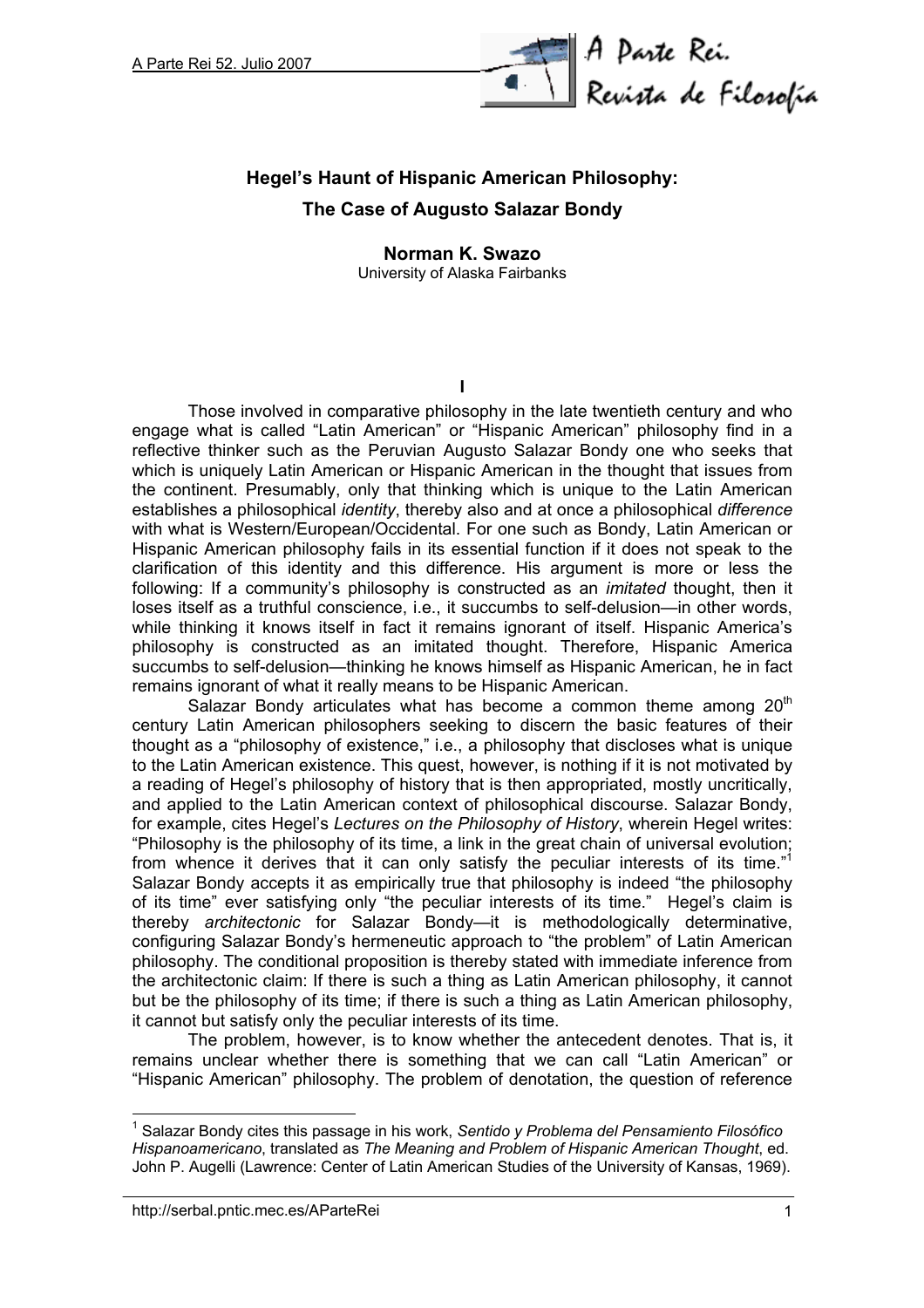# Hegel's Haunt of Hispanic American Philosophy: The Case of Augusto Salazar Bondy

**Norman K. Swazo**
University of Alaska Fairbanks

## I

Those involved in comparative philosophy in the late twentieth century and who engage what is called "Latin American" or "Hispanic American" philosophy find in a reflective thinker such as the Peruvian Augusto Salazar Bondy one who seeks that which is uniquely Latin American or Hispanic American in the thought that issues from the continent. Presumably, only that thinking which is unique to the Latin American establishes a philosophical *identity*, thereby also and at once a philosophical *difference* with what is Western/European/Occidental. For one such as Bondy, Latin American or Hispanic American philosophy fails in its essential function if it does not speak to the clarification of this identity and this difference. His argument is more or less the following: If a community's philosophy is constructed as an *imitated* thought, then it loses itself as a truthful conscience, i.e., it succumbs to self-delusion—in other words, while thinking it knows itself in fact it remains ignorant of itself. Hispanic America's philosophy is constructed as an imitated thought. Therefore, Hispanic America succumbs to self-delusion—thinking he knows himself as Hispanic American, he in fact remains ignorant of what it really means to be Hispanic American.

Salazar Bondy articulates what has become a common theme among 20th century Latin American philosophers seeking to discern the basic features of their thought as a "philosophy of existence," i.e., a philosophy that discloses what is unique to the Latin American existence. This quest, however, is nothing if it is not motivated by a reading of Hegel's philosophy of history that is then appropriated, mostly uncritically, and applied to the Latin American context of philosophical discourse. Salazar Bondy, for example, cites Hegel's *Lectures on the Philosophy of History*, wherein Hegel writes: "Philosophy is the philosophy of its time, a link in the great chain of universal evolution; from whence it derives that it can only satisfy the peculiar interests of its time."[1] Salazar Bondy accepts it as empirically true that philosophy is indeed "the philosophy of its time" ever satisfying only "the peculiar interests of its time." Hegel's claim is thereby *architectonic* for Salazar Bondy—it is methodologically determinative, configuring Salazar Bondy's hermeneutic approach to "the problem" of Latin American philosophy. The conditional proposition is thereby stated with immediate inference from the architectonic claim: If there is such a thing as Latin American philosophy, it cannot but be the philosophy of its time; if there is such a thing as Latin American philosophy, it cannot but satisfy only the peculiar interests of its time.

The problem, however, is to know whether the antecedent denotes. That is, it remains unclear whether there is something that we can call "Latin American" or "Hispanic American" philosophy. The problem of denotation, the question of reference

[1] Salazar Bondy cites this passage in his work, *Sentido y Problema del Pensamiento Filosófico Hispanoamericano*, translated as *The Meaning and Problem of Hispanic American Thought*, ed. John P. Augelli (Lawrence: Center of Latin American Studies of the University of Kansas, 1969).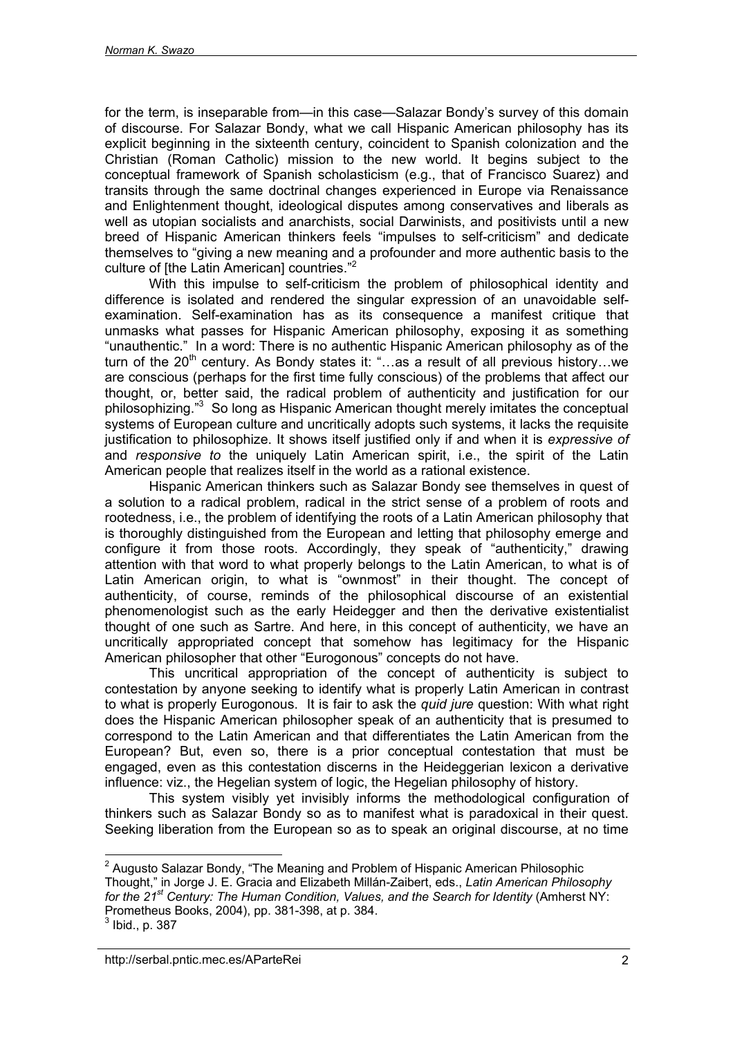for the term, is inseparable from—in this case—Salazar Bondy's survey of this domain of discourse. For Salazar Bondy, what we call Hispanic American philosophy has its explicit beginning in the sixteenth century, coincident to Spanish colonization and the Christian (Roman Catholic) mission to the new world. It begins subject to the conceptual framework of Spanish scholasticism (e.g., that of Francisco Suarez) and transits through the same doctrinal changes experienced in Europe via Renaissance and Enlightenment thought, ideological disputes among conservatives and liberals as well as utopian socialists and anarchists, social Darwinists, and positivists until a new breed of Hispanic American thinkers feels "impulses to self-criticism" and dedicate themselves to "giving a new meaning and a profounder and more authentic basis to the culture of [the Latin American] countries."[2]

With this impulse to self-criticism the problem of philosophical identity and difference is isolated and rendered the singular expression of an unavoidable self-examination. Self-examination has as its consequence a manifest critique that unmasks what passes for Hispanic American philosophy, exposing it as something "unauthentic." In a word: There is no authentic Hispanic American philosophy as of the turn of the 20th century. As Bondy states it: "…as a result of all previous history…we are conscious (perhaps for the first time fully conscious) of the problems that affect our thought, or, better said, the radical problem of authenticity and justification for our philosophizing."[3] So long as Hispanic American thought merely imitates the conceptual systems of European culture and uncritically adopts such systems, it lacks the requisite justification to philosophize. It shows itself justified only if and when it is *expressive of* and *responsive to* the uniquely Latin American spirit, i.e., the spirit of the Latin American people that realizes itself in the world as a rational existence.

Hispanic American thinkers such as Salazar Bondy see themselves in quest of a solution to a radical problem, radical in the strict sense of a problem of roots and rootedness, i.e., the problem of identifying the roots of a Latin American philosophy that is thoroughly distinguished from the European and letting that philosophy emerge and configure it from those roots. Accordingly, they speak of "authenticity," drawing attention with that word to what properly belongs to the Latin American, to what is of Latin American origin, to what is "ownmost" in their thought. The concept of authenticity, of course, reminds of the philosophical discourse of an existential phenomenologist such as the early Heidegger and then the derivative existentialist thought of one such as Sartre. And here, in this concept of authenticity, we have an uncritically appropriated concept that somehow has legitimacy for the Hispanic American philosopher that other "Eurogonous" concepts do not have.

This uncritical appropriation of the concept of authenticity is subject to contestation by anyone seeking to identify what is properly Latin American in contrast to what is properly Eurogonous. It is fair to ask the *quid jure* question: With what right does the Hispanic American philosopher speak of an authenticity that is presumed to correspond to the Latin American and that differentiates the Latin American from the European? But, even so, there is a prior conceptual contestation that must be engaged, even as this contestation discerns in the Heideggerian lexicon a derivative influence: viz., the Hegelian system of logic, the Hegelian philosophy of history.

This system visibly yet invisibly informs the methodological configuration of thinkers such as Salazar Bondy so as to manifest what is paradoxical in their quest. Seeking liberation from the European so as to speak an original discourse, at no time

---

[2] Augusto Salazar Bondy, "The Meaning and Problem of Hispanic American Philosophic Thought," in Jorge J. E. Gracia and Elizabeth Millán-Zaibert, eds., *Latin American Philosophy for the 21st Century: The Human Condition, Values, and the Search for Identity* (Amherst NY: Prometheus Books, 2004), pp. 381-398, at p. 384.

[3] Ibid., p. 387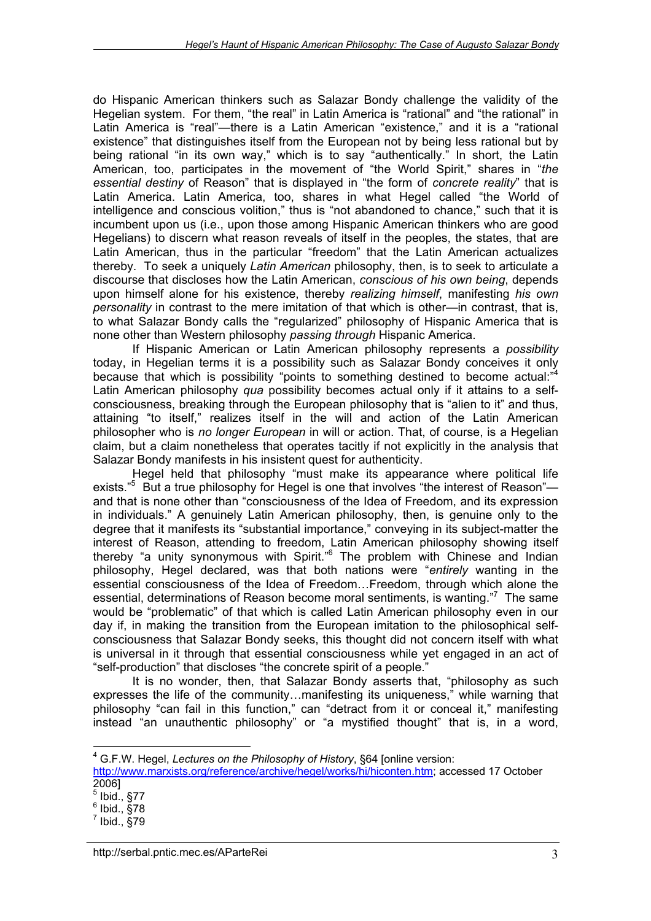do Hispanic American thinkers such as Salazar Bondy challenge the validity of the Hegelian system. For them, "the real" in Latin America is "rational" and "the rational" in Latin America is "real"—there is a Latin American "existence," and it is a "rational existence" that distinguishes itself from the European not by being less rational but by being rational "in its own way," which is to say "authentically." In short, the Latin American, too, participates in the movement of "the World Spirit," shares in "*the essential destiny* of Reason" that is displayed in "the form of *concrete reality*" that is Latin America. Latin America, too, shares in what Hegel called "the World of intelligence and conscious volition," thus is "not abandoned to chance," such that it is incumbent upon us (i.e., upon those among Hispanic American thinkers who are good Hegelians) to discern what reason reveals of itself in the peoples, the states, that are Latin American, thus in the particular "freedom" that the Latin American actualizes thereby. To seek a uniquely *Latin American* philosophy, then, is to seek to articulate a discourse that discloses how the Latin American, *conscious of his own being*, depends upon himself alone for his existence, thereby *realizing himself*, manifesting *his own personality* in contrast to the mere imitation of that which is other—in contrast, that is, to what Salazar Bondy calls the "regularized" philosophy of Hispanic America that is none other than Western philosophy *passing through* Hispanic America.

If Hispanic American or Latin American philosophy represents a *possibility* today, in Hegelian terms it is a possibility such as Salazar Bondy conceives it only because that which is possibility "points to something destined to become actual:"[4] Latin American philosophy *qua* possibility becomes actual only if it attains to a self-consciousness, breaking through the European philosophy that is "alien to it" and thus, attaining "to itself," realizes itself in the will and action of the Latin American philosopher who is *no longer European* in will or action. That, of course, is a Hegelian claim, but a claim nonetheless that operates tacitly if not explicitly in the analysis that Salazar Bondy manifests in his insistent quest for authenticity.

Hegel held that philosophy "must make its appearance where political life exists."[5] But a true philosophy for Hegel is one that involves "the interest of Reason"—and that is none other than "consciousness of the Idea of Freedom, and its expression in individuals." A genuinely Latin American philosophy, then, is genuine only to the degree that it manifests its "substantial importance," conveying in its subject-matter the interest of Reason, attending to freedom, Latin American philosophy showing itself thereby "a unity synonymous with Spirit."[6] The problem with Chinese and Indian philosophy, Hegel declared, was that both nations were "*entirely* wanting in the essential consciousness of the Idea of Freedom…Freedom, through which alone the essential, determinations of Reason become moral sentiments, is wanting."[7] The same would be "problematic" of that which is called Latin American philosophy even in our day if, in making the transition from the European imitation to the philosophical self-consciousness that Salazar Bondy seeks, this thought did not concern itself with what is universal in it through that essential consciousness while yet engaged in an act of "self-production" that discloses "the concrete spirit of a people."

It is no wonder, then, that Salazar Bondy asserts that, "philosophy as such expresses the life of the community…manifesting its uniqueness," while warning that philosophy "can fail in this function," can "detract from it or conceal it," manifesting instead "an unauthentic philosophy" or "a mystified thought" that is, in a word,

---

[4] G.F.W. Hegel, *Lectures on the Philosophy of History*, §64 [online version: http://www.marxists.org/reference/archive/hegel/works/hi/hiconten.htm; accessed 17 October 2006]

[5] Ibid., §77

[6] Ibid., §78

[7] Ibid., §79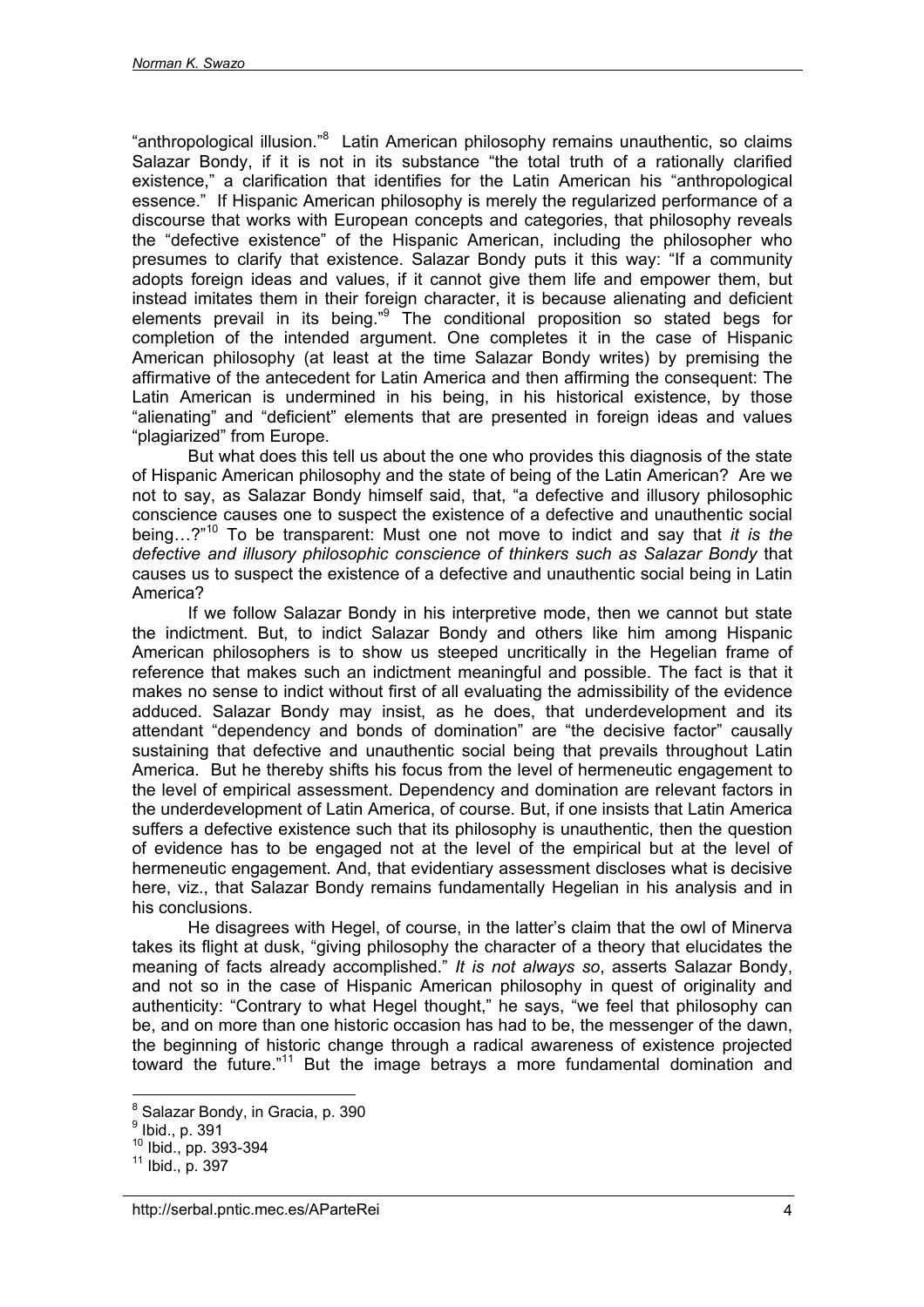"anthropological illusion."[8] Latin American philosophy remains unauthentic, so claims Salazar Bondy, if it is not in its substance "the total truth of a rationally clarified existence," a clarification that identifies for the Latin American his "anthropological essence." If Hispanic American philosophy is merely the regularized performance of a discourse that works with European concepts and categories, that philosophy reveals the "defective existence" of the Hispanic American, including the philosopher who presumes to clarify that existence. Salazar Bondy puts it this way: "If a community adopts foreign ideas and values, if it cannot give them life and empower them, but instead imitates them in their foreign character, it is because alienating and deficient elements prevail in its being."[9] The conditional proposition so stated begs for completion of the intended argument. One completes it in the case of Hispanic American philosophy (at least at the time Salazar Bondy writes) by premising the affirmative of the antecedent for Latin America and then affirming the consequent: The Latin American is undermined in his being, in his historical existence, by those "alienating" and "deficient" elements that are presented in foreign ideas and values "plagiarized" from Europe.

But what does this tell us about the one who provides this diagnosis of the state of Hispanic American philosophy and the state of being of the Latin American? Are we not to say, as Salazar Bondy himself said, that, "a defective and illusory philosophic conscience causes one to suspect the existence of a defective and unauthentic social being…?"[10] To be transparent: Must one not move to indict and say that *it is the defective and illusory philosophic conscience of thinkers such as Salazar Bondy* that causes us to suspect the existence of a defective and unauthentic social being in Latin America?

If we follow Salazar Bondy in his interpretive mode, then we cannot but state the indictment. But, to indict Salazar Bondy and others like him among Hispanic American philosophers is to show us steeped uncritically in the Hegelian frame of reference that makes such an indictment meaningful and possible. The fact is that it makes no sense to indict without first of all evaluating the admissibility of the evidence adduced. Salazar Bondy may insist, as he does, that underdevelopment and its attendant "dependency and bonds of domination" are "the decisive factor" causally sustaining that defective and unauthentic social being that prevails throughout Latin America. But he thereby shifts his focus from the level of hermeneutic engagement to the level of empirical assessment. Dependency and domination are relevant factors in the underdevelopment of Latin America, of course. But, if one insists that Latin America suffers a defective existence such that its philosophy is unauthentic, then the question of evidence has to be engaged not at the level of the empirical but at the level of hermeneutic engagement. And, that evidentiary assessment discloses what is decisive here, viz., that Salazar Bondy remains fundamentally Hegelian in his analysis and in his conclusions.

He disagrees with Hegel, of course, in the latter's claim that the owl of Minerva takes its flight at dusk, "giving philosophy the character of a theory that elucidates the meaning of facts already accomplished." *It is not always so*, asserts Salazar Bondy, and not so in the case of Hispanic American philosophy in quest of originality and authenticity: "Contrary to what Hegel thought," he says, "we feel that philosophy can be, and on more than one historic occasion has had to be, the messenger of the dawn, the beginning of historic change through a radical awareness of existence projected toward the future."[11] But the image betrays a more fundamental domination and

---

[8] Salazar Bondy, in Gracia, p. 390

[9] Ibid., p. 391

[10] Ibid., pp. 393-394

[11] Ibid., p. 397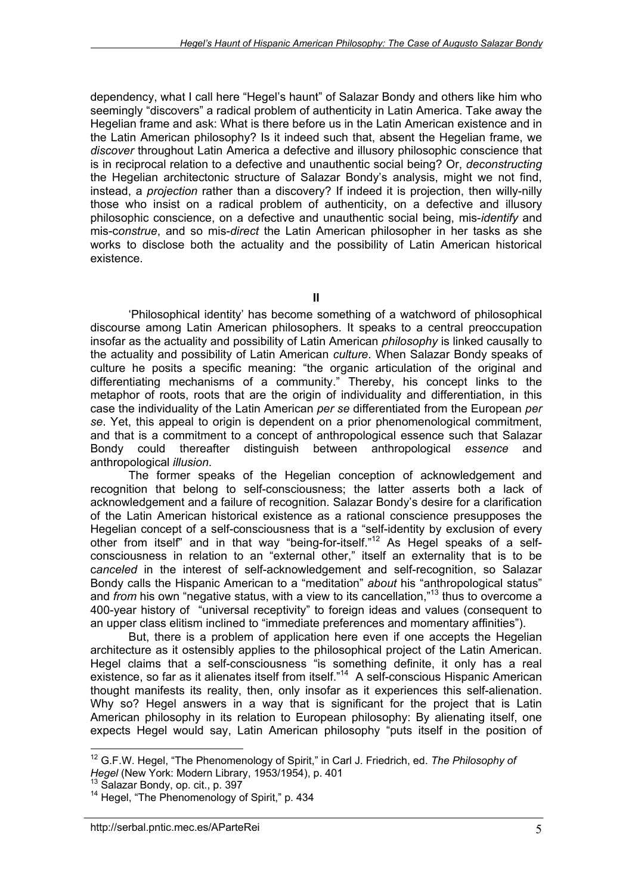dependency, what I call here "Hegel's haunt" of Salazar Bondy and others like him who seemingly "discovers" a radical problem of authenticity in Latin America. Take away the Hegelian frame and ask: What is there before us in the Latin American existence and in the Latin American philosophy? Is it indeed such that, absent the Hegelian frame, we *discover* throughout Latin America a defective and illusory philosophic conscience that is in reciprocal relation to a defective and unauthentic social being? Or, *deconstructing* the Hegelian architectonic structure of Salazar Bondy's analysis, might we not find, instead, a *projection* rather than a discovery? If indeed it is projection, then willy-nilly those who insist on a radical problem of authenticity, on a defective and illusory philosophic conscience, on a defective and unauthentic social being, mis-*identify* and mis-*construe*, and so mis-*direct* the Latin American philosopher in her tasks as she works to disclose both the actuality and the possibility of Latin American historical existence.

## II

'Philosophical identity' has become something of a watchword of philosophical discourse among Latin American philosophers. It speaks to a central preoccupation insofar as the actuality and possibility of Latin American *philosophy* is linked causally to the actuality and possibility of Latin American *culture*. When Salazar Bondy speaks of culture he posits a specific meaning: "the organic articulation of the original and differentiating mechanisms of a community." Thereby, his concept links to the metaphor of roots, roots that are the origin of individuality and differentiation, in this case the individuality of the Latin American *per se* differentiated from the European *per se*. Yet, this appeal to origin is dependent on a prior phenomenological commitment, and that is a commitment to a concept of anthropological essence such that Salazar Bondy could thereafter distinguish between anthropological *essence* and anthropological *illusion*.

The former speaks of the Hegelian conception of acknowledgement and recognition that belong to self-consciousness; the latter asserts both a lack of acknowledgement and a failure of recognition. Salazar Bondy's desire for a clarification of the Latin American historical existence as a rational conscience presupposes the Hegelian concept of a self-consciousness that is a "self-identity by exclusion of every other from itself" and in that way "being-for-itself."[12] As Hegel speaks of a self-consciousness in relation to an "external other," itself an externality that is to be *canceled* in the interest of self-acknowledgement and self-recognition, so Salazar Bondy calls the Hispanic American to a "meditation" *about* his "anthropological status" and *from* his own "negative status, with a view to its cancellation,"[13] thus to overcome a 400-year history of "universal receptivity" to foreign ideas and values (consequent to an upper class elitism inclined to "immediate preferences and momentary affinities").

But, there is a problem of application here even if one accepts the Hegelian architecture as it ostensibly applies to the philosophical project of the Latin American. Hegel claims that a self-consciousness "is something definite, it only has a real existence, so far as it alienates itself from itself."[14] A self-conscious Hispanic American thought manifests its reality, then, only insofar as it experiences this self-alienation. Why so? Hegel answers in a way that is significant for the project that is Latin American philosophy in its relation to European philosophy: By alienating itself, one expects Hegel would say, Latin American philosophy "puts itself in the position of

---

[12] G.F.W. Hegel, "The Phenomenology of Spirit," in Carl J. Friedrich, ed. *The Philosophy of Hegel* (New York: Modern Library, 1953/1954), p. 401

[13] Salazar Bondy, op. cit., p. 397

[14] Hegel, "The Phenomenology of Spirit," p. 434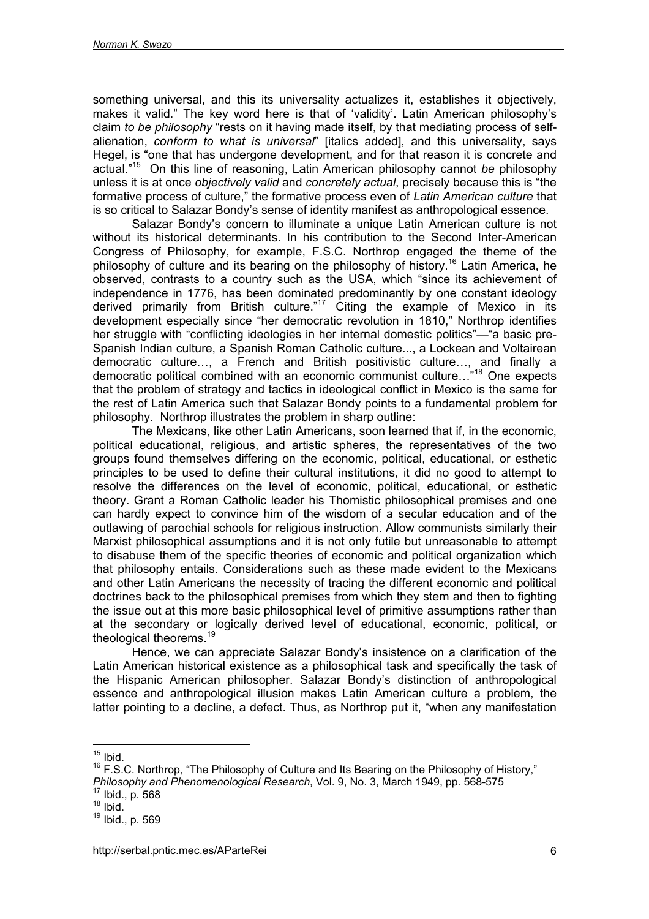something universal, and this its universality actualizes it, establishes it objectively, makes it valid." The key word here is that of 'validity'. Latin American philosophy's claim *to be philosophy* "rests on it having made itself, by that mediating process of self-alienation, *conform to what is universal*" [italics added], and this universality, says Hegel, is "one that has undergone development, and for that reason it is concrete and actual."[15] On this line of reasoning, Latin American philosophy cannot *be* philosophy unless it is at once *objectively valid* and *concretely actual*, precisely because this is "the formative process of culture," the formative process even of *Latin American culture* that is so critical to Salazar Bondy's sense of identity manifest as anthropological essence.

Salazar Bondy's concern to illuminate a unique Latin American culture is not without its historical determinants. In his contribution to the Second Inter-American Congress of Philosophy, for example, F.S.C. Northrop engaged the theme of the philosophy of culture and its bearing on the philosophy of history.[16] Latin America, he observed, contrasts to a country such as the USA, which "since its achievement of independence in 1776, has been dominated predominantly by one constant ideology derived primarily from British culture."[17] Citing the example of Mexico in its development especially since "her democratic revolution in 1810," Northrop identifies her struggle with "conflicting ideologies in her internal domestic politics"—"a basic pre-Spanish Indian culture, a Spanish Roman Catholic culture..., a Lockean and Voltairean democratic culture…, a French and British positivistic culture…, and finally a democratic political combined with an economic communist culture…"[18] One expects that the problem of strategy and tactics in ideological conflict in Mexico is the same for the rest of Latin America such that Salazar Bondy points to a fundamental problem for philosophy. Northrop illustrates the problem in sharp outline:

The Mexicans, like other Latin Americans, soon learned that if, in the economic, political educational, religious, and artistic spheres, the representatives of the two groups found themselves differing on the economic, political, educational, or esthetic principles to be used to define their cultural institutions, it did no good to attempt to resolve the differences on the level of economic, political, educational, or esthetic theory. Grant a Roman Catholic leader his Thomistic philosophical premises and one can hardly expect to convince him of the wisdom of a secular education and of the outlawing of parochial schools for religious instruction. Allow communists similarly their Marxist philosophical assumptions and it is not only futile but unreasonable to attempt to disabuse them of the specific theories of economic and political organization which that philosophy entails. Considerations such as these made evident to the Mexicans and other Latin Americans the necessity of tracing the different economic and political doctrines back to the philosophical premises from which they stem and then to fighting the issue out at this more basic philosophical level of primitive assumptions rather than at the secondary or logically derived level of educational, economic, political, or theological theorems.[19]

Hence, we can appreciate Salazar Bondy's insistence on a clarification of the Latin American historical existence as a philosophical task and specifically the task of the Hispanic American philosopher. Salazar Bondy's distinction of anthropological essence and anthropological illusion makes Latin American culture a problem, the latter pointing to a decline, a defect. Thus, as Northrop put it, "when any manifestation

---

[15] Ibid.

[16] F.S.C. Northrop, "The Philosophy of Culture and Its Bearing on the Philosophy of History," *Philosophy and Phenomenological Research*, Vol. 9, No. 3, March 1949, pp. 568-575

[17] Ibid., p. 568

[18] Ibid.

[19] Ibid., p. 569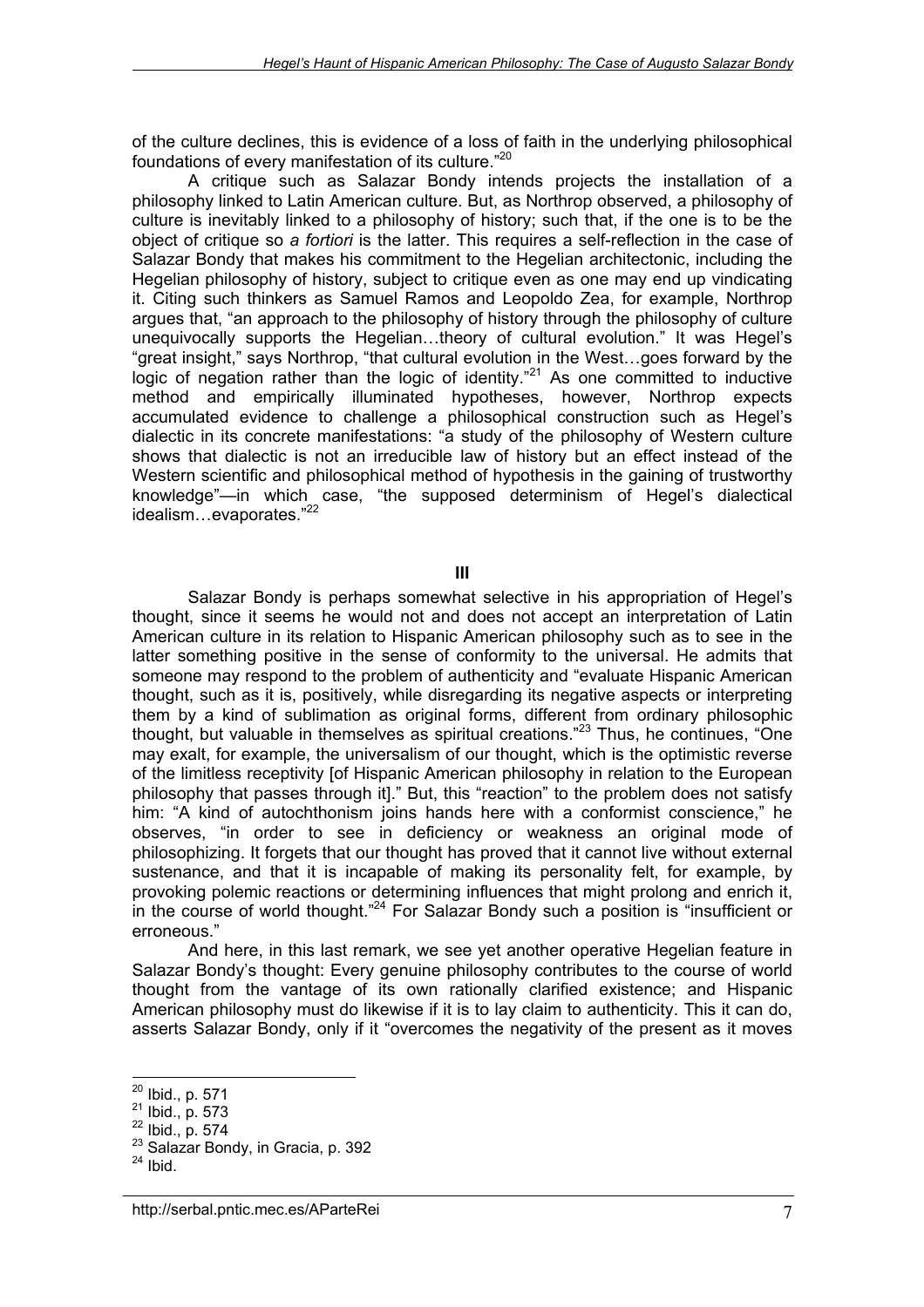of the culture declines, this is evidence of a loss of faith in the underlying philosophical foundations of every manifestation of its culture."[20]

A critique such as Salazar Bondy intends projects the installation of a philosophy linked to Latin American culture. But, as Northrop observed, a philosophy of culture is inevitably linked to a philosophy of history; such that, if the one is to be the object of critique so *a fortiori* is the latter. This requires a self-reflection in the case of Salazar Bondy that makes his commitment to the Hegelian architectonic, including the Hegelian philosophy of history, subject to critique even as one may end up vindicating it. Citing such thinkers as Samuel Ramos and Leopoldo Zea, for example, Northrop argues that, "an approach to the philosophy of history through the philosophy of culture unequivocally supports the Hegelian…theory of cultural evolution." It was Hegel's "great insight," says Northrop, "that cultural evolution in the West…goes forward by the logic of negation rather than the logic of identity."[21] As one committed to inductive method and empirically illuminated hypotheses, however, Northrop expects accumulated evidence to challenge a philosophical construction such as Hegel's dialectic in its concrete manifestations: "a study of the philosophy of Western culture shows that dialectic is not an irreducible law of history but an effect instead of the Western scientific and philosophical method of hypothesis in the gaining of trustworthy knowledge"—in which case, "the supposed determinism of Hegel's dialectical idealism…evaporates."[22]

## III

Salazar Bondy is perhaps somewhat selective in his appropriation of Hegel's thought, since it seems he would not and does not accept an interpretation of Latin American culture in its relation to Hispanic American philosophy such as to see in the latter something positive in the sense of conformity to the universal. He admits that someone may respond to the problem of authenticity and "evaluate Hispanic American thought, such as it is, positively, while disregarding its negative aspects or interpreting them by a kind of sublimation as original forms, different from ordinary philosophic thought, but valuable in themselves as spiritual creations."[23] Thus, he continues, "One may exalt, for example, the universalism of our thought, which is the optimistic reverse of the limitless receptivity [of Hispanic American philosophy in relation to the European philosophy that passes through it]." But, this "reaction" to the problem does not satisfy him: "A kind of autochthonism joins hands here with a conformist conscience," he observes, "in order to see in deficiency or weakness an original mode of philosophizing. It forgets that our thought has proved that it cannot live without external sustenance, and that it is incapable of making its personality felt, for example, by provoking polemic reactions or determining influences that might prolong and enrich it, in the course of world thought."[24] For Salazar Bondy such a position is "insufficient or erroneous."

And here, in this last remark, we see yet another operative Hegelian feature in Salazar Bondy's thought: Every genuine philosophy contributes to the course of world thought from the vantage of its own rationally clarified existence; and Hispanic American philosophy must do likewise if it is to lay claim to authenticity. This it can do, asserts Salazar Bondy, only if it "overcomes the negativity of the present as it moves

[20] Ibid., p. 571

[21] Ibid., p. 573

[22] Ibid., p. 574

[23] Salazar Bondy, in Gracia, p. 392

[24] Ibid.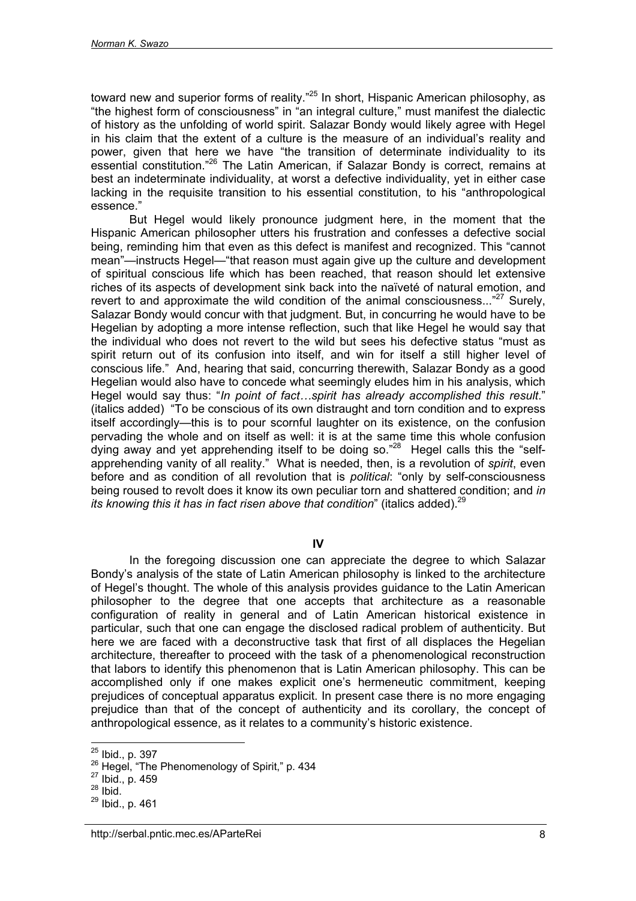toward new and superior forms of reality."[25] In short, Hispanic American philosophy, as "the highest form of consciousness" in "an integral culture," must manifest the dialectic of history as the unfolding of world spirit. Salazar Bondy would likely agree with Hegel in his claim that the extent of a culture is the measure of an individual's reality and power, given that here we have "the transition of determinate individuality to its essential constitution."[26] The Latin American, if Salazar Bondy is correct, remains at best an indeterminate individuality, at worst a defective individuality, yet in either case lacking in the requisite transition to his essential constitution, to his "anthropological essence."

But Hegel would likely pronounce judgment here, in the moment that the Hispanic American philosopher utters his frustration and confesses a defective social being, reminding him that even as this defect is manifest and recognized. This "cannot mean"—instructs Hegel—"that reason must again give up the culture and development of spiritual conscious life which has been reached, that reason should let extensive riches of its aspects of development sink back into the naïveté of natural emotion, and revert to and approximate the wild condition of the animal consciousness..."[27] Surely, Salazar Bondy would concur with that judgment. But, in concurring he would have to be Hegelian by adopting a more intense reflection, such that like Hegel he would say that the individual who does not revert to the wild but sees his defective status "must as spirit return out of its confusion into itself, and win for itself a still higher level of conscious life." And, hearing that said, concurring therewith, Salazar Bondy as a good Hegelian would also have to concede what seemingly eludes him in his analysis, which Hegel would say thus: "*In point of fact…spirit has already accomplished this result*." (italics added) "To be conscious of its own distraught and torn condition and to express itself accordingly—this is to pour scornful laughter on its existence, on the confusion pervading the whole and on itself as well: it is at the same time this whole confusion dying away and yet apprehending itself to be doing so."[28] Hegel calls this the "self-apprehending vanity of all reality." What is needed, then, is a revolution of *spirit*, even before and as condition of all revolution that is *political*: "only by self-consciousness being roused to revolt does it know its own peculiar torn and shattered condition; and *in its knowing this it has in fact risen above that condition*" (italics added).[29]

## IV

In the foregoing discussion one can appreciate the degree to which Salazar Bondy's analysis of the state of Latin American philosophy is linked to the architecture of Hegel's thought. The whole of this analysis provides guidance to the Latin American philosopher to the degree that one accepts that architecture as a reasonable configuration of reality in general and of Latin American historical existence in particular, such that one can engage the disclosed radical problem of authenticity. But here we are faced with a deconstructive task that first of all displaces the Hegelian architecture, thereafter to proceed with the task of a phenomenological reconstruction that labors to identify this phenomenon that is Latin American philosophy. This can be accomplished only if one makes explicit one's hermeneutic commitment, keeping prejudices of conceptual apparatus explicit. In present case there is no more engaging prejudice than that of the concept of authenticity and its corollary, the concept of anthropological essence, as it relates to a community's historic existence.

---

[25] Ibid., p. 397
[26] Hegel, "The Phenomenology of Spirit," p. 434
[27] Ibid., p. 459
[28] Ibid.
[29] Ibid., p. 461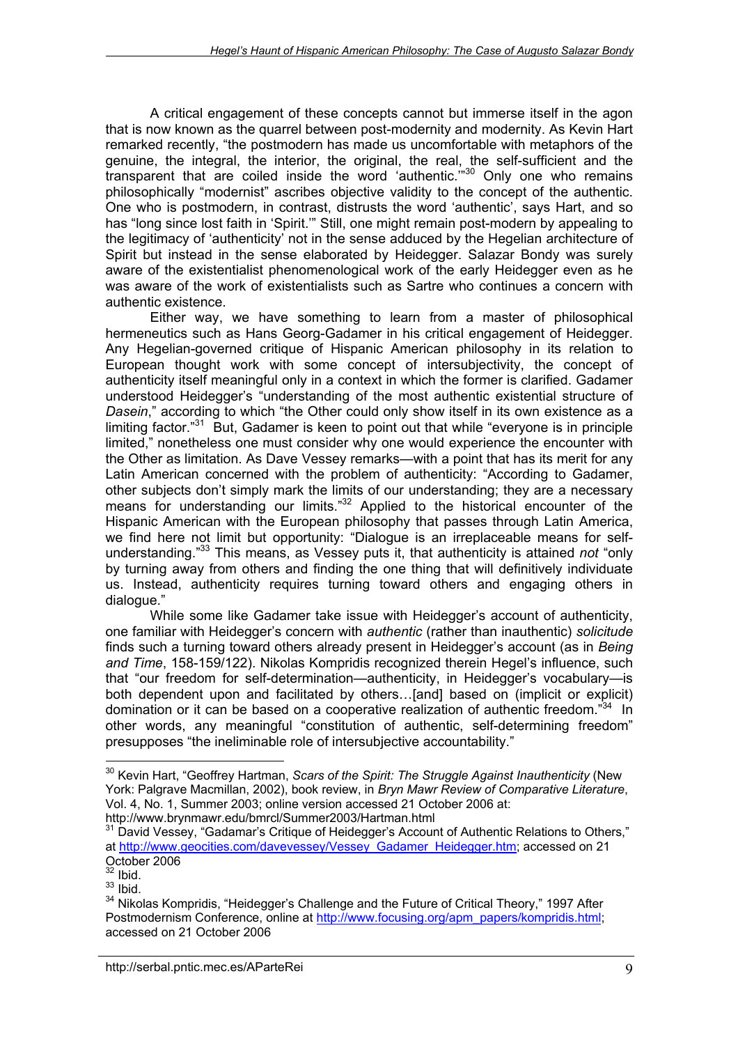A critical engagement of these concepts cannot but immerse itself in the agon that is now known as the quarrel between post-modernity and modernity. As Kevin Hart remarked recently, "the postmodern has made us uncomfortable with metaphors of the genuine, the integral, the interior, the original, the real, the self-sufficient and the transparent that are coiled inside the word 'authentic.'"[30] Only one who remains philosophically "modernist" ascribes objective validity to the concept of the authentic. One who is postmodern, in contrast, distrusts the word 'authentic', says Hart, and so has "long since lost faith in 'Spirit.'" Still, one might remain post-modern by appealing to the legitimacy of 'authenticity' not in the sense adduced by the Hegelian architecture of Spirit but instead in the sense elaborated by Heidegger. Salazar Bondy was surely aware of the existentialist phenomenological work of the early Heidegger even as he was aware of the work of existentialists such as Sartre who continues a concern with authentic existence.

Either way, we have something to learn from a master of philosophical hermeneutics such as Hans Georg-Gadamer in his critical engagement of Heidegger. Any Hegelian-governed critique of Hispanic American philosophy in its relation to European thought work with some concept of intersubjectivity, the concept of authenticity itself meaningful only in a context in which the former is clarified. Gadamer understood Heidegger's "understanding of the most authentic existential structure of *Dasein*," according to which "the Other could only show itself in its own existence as a limiting factor."[31] But, Gadamer is keen to point out that while "everyone is in principle limited," nonetheless one must consider why one would experience the encounter with the Other as limitation. As Dave Vessey remarks—with a point that has its merit for any Latin American concerned with the problem of authenticity: "According to Gadamer, other subjects don't simply mark the limits of our understanding; they are a necessary means for understanding our limits."[32] Applied to the historical encounter of the Hispanic American with the European philosophy that passes through Latin America, we find here not limit but opportunity: "Dialogue is an irreplaceable means for self-understanding."[33] This means, as Vessey puts it, that authenticity is attained *not* "only by turning away from others and finding the one thing that will definitively individuate us. Instead, authenticity requires turning toward others and engaging others in dialogue."

While some like Gadamer take issue with Heidegger's account of authenticity, one familiar with Heidegger's concern with *authentic* (rather than inauthentic) *solicitude* finds such a turning toward others already present in Heidegger's account (as in *Being and Time*, 158-159/122). Nikolas Kompridis recognized therein Hegel's influence, such that "our freedom for self-determination—authenticity, in Heidegger's vocabulary—is both dependent upon and facilitated by others…[and] based on (implicit or explicit) domination or it can be based on a cooperative realization of authentic freedom."[34] In other words, any meaningful "constitution of authentic, self-determining freedom" presupposes "the ineliminable role of intersubjective accountability."

---

[30] Kevin Hart, "Geoffrey Hartman, *Scars of the Spirit: The Struggle Against Inauthenticity* (New York: Palgrave Macmillan, 2002), book review, in *Bryn Mawr Review of Comparative Literature*, Vol. 4, No. 1, Summer 2003; online version accessed 21 October 2006 at: http://www.brynmawr.edu/bmrcl/Summer2003/Hartman.html

[31] David Vessey, "Gadamar's Critique of Heidegger's Account of Authentic Relations to Others," at http://www.geocities.com/davevessey/Vessey_Gadamer_Heidegger.htm; accessed on 21 October 2006

[32] Ibid.

[33] Ibid.

[34] Nikolas Kompridis, "Heidegger's Challenge and the Future of Critical Theory," 1997 After Postmodernism Conference, online at http://www.focusing.org/apm_papers/kompridis.html; accessed on 21 October 2006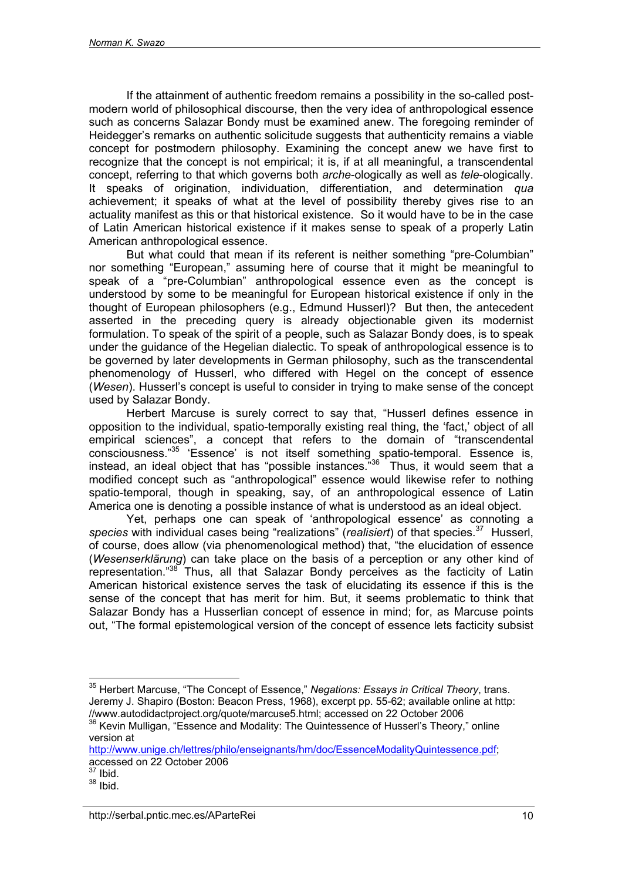If the attainment of authentic freedom remains a possibility in the so-called post-modern world of philosophical discourse, then the very idea of anthropological essence such as concerns Salazar Bondy must be examined anew. The foregoing reminder of Heidegger's remarks on authentic solicitude suggests that authenticity remains a viable concept for postmodern philosophy. Examining the concept anew we have first to recognize that the concept is not empirical; it is, if at all meaningful, a transcendental concept, referring to that which governs both *arche*-ologically as well as *tele*-ologically. It speaks of origination, individuation, differentiation, and determination *qua* achievement; it speaks of what at the level of possibility thereby gives rise to an actuality manifest as this or that historical existence. So it would have to be in the case of Latin American historical existence if it makes sense to speak of a properly Latin American anthropological essence.

But what could that mean if its referent is neither something "pre-Columbian" nor something "European," assuming here of course that it might be meaningful to speak of a "pre-Columbian" anthropological essence even as the concept is understood by some to be meaningful for European historical existence if only in the thought of European philosophers (e.g., Edmund Husserl)? But then, the antecedent asserted in the preceding query is already objectionable given its modernist formulation. To speak of the spirit of a people, such as Salazar Bondy does, is to speak under the guidance of the Hegelian dialectic. To speak of anthropological essence is to be governed by later developments in German philosophy, such as the transcendental phenomenology of Husserl, who differed with Hegel on the concept of essence (*Wesen*). Husserl's concept is useful to consider in trying to make sense of the concept used by Salazar Bondy.

Herbert Marcuse is surely correct to say that, "Husserl defines essence in opposition to the individual, spatio-temporally existing real thing, the 'fact,' object of all empirical sciences", a concept that refers to the domain of "transcendental consciousness."[35] 'Essence' is not itself something spatio-temporal. Essence is, instead, an ideal object that has "possible instances."[36] Thus, it would seem that a modified concept such as "anthropological" essence would likewise refer to nothing spatio-temporal, though in speaking, say, of an anthropological essence of Latin America one is denoting a possible instance of what is understood as an ideal object.

Yet, perhaps one can speak of 'anthropological essence' as connoting a *species* with individual cases being "realizations" (*realisiert*) of that species.[37] Husserl, of course, does allow (via phenomenological method) that, "the elucidation of essence (*Wesenserklärung*) can take place on the basis of a perception or any other kind of representation."[38] Thus, all that Salazar Bondy perceives as the facticity of Latin American historical existence serves the task of elucidating its essence if this is the sense of the concept that has merit for him. But, it seems problematic to think that Salazar Bondy has a Husserlian concept of essence in mind; for, as Marcuse points out, "The formal epistemological version of the concept of essence lets facticity subsist

---

[35] Herbert Marcuse, "The Concept of Essence," *Negations: Essays in Critical Theory*, trans. Jeremy J. Shapiro (Boston: Beacon Press, 1968), excerpt pp. 55-62; available online at http://www.autodidactproject.org/quote/marcuse5.html; accessed on 22 October 2006

[36] Kevin Mulligan, "Essence and Modality: The Quintessence of Husserl's Theory," online version at http://www.unige.ch/lettres/philo/enseignants/hm/doc/EssenceModalityQuintessence.pdf; accessed on 22 October 2006

[37] Ibid.

[38] Ibid.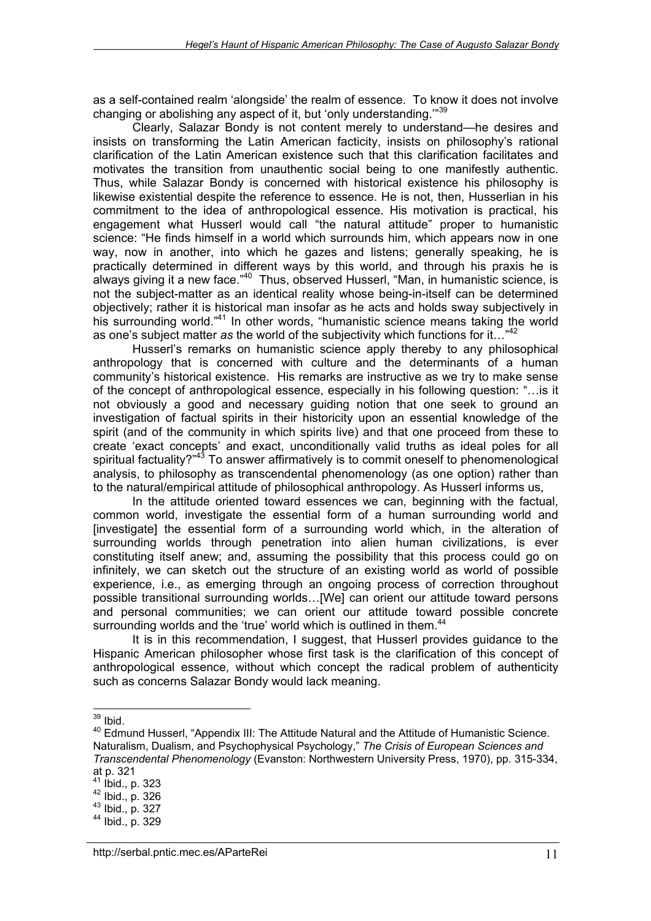as a self-contained realm 'alongside' the realm of essence. To know it does not involve changing or abolishing any aspect of it, but 'only understanding.'"[39]

Clearly, Salazar Bondy is not content merely to understand—he desires and insists on transforming the Latin American facticity, insists on philosophy's rational clarification of the Latin American existence such that this clarification facilitates and motivates the transition from unauthentic social being to one manifestly authentic. Thus, while Salazar Bondy is concerned with historical existence his philosophy is likewise existential despite the reference to essence. He is not, then, Husserlian in his commitment to the idea of anthropological essence. His motivation is practical, his engagement what Husserl would call "the natural attitude" proper to humanistic science: "He finds himself in a world which surrounds him, which appears now in one way, now in another, into which he gazes and listens; generally speaking, he is practically determined in different ways by this world, and through his praxis he is always giving it a new face."[40] Thus, observed Husserl, "Man, in humanistic science, is not the subject-matter as an identical reality whose being-in-itself can be determined objectively; rather it is historical man insofar as he acts and holds sway subjectively in his surrounding world."[41] In other words, "humanistic science means taking the world as one's subject matter *as* the world of the subjectivity which functions for it…"[42]

Husserl's remarks on humanistic science apply thereby to any philosophical anthropology that is concerned with culture and the determinants of a human community's historical existence. His remarks are instructive as we try to make sense of the concept of anthropological essence, especially in his following question: "…is it not obviously a good and necessary guiding notion that one seek to ground an investigation of factual spirits in their historicity upon an essential knowledge of the spirit (and of the community in which spirits live) and that one proceed from these to create 'exact concepts' and exact, unconditionally valid truths as ideal poles for all spiritual factuality?"[43] To answer affirmatively is to commit oneself to phenomenological analysis, to philosophy as transcendental phenomenology (as one option) rather than to the natural/empirical attitude of philosophical anthropology. As Husserl informs us,

> In the attitude oriented toward essences we can, beginning with the factual, common world, investigate the essential form of a human surrounding world and [investigate] the essential form of a surrounding world which, in the alteration of surrounding worlds through penetration into alien human civilizations, is ever constituting itself anew; and, assuming the possibility that this process could go on infinitely, we can sketch out the structure of an existing world as world of possible experience, i.e., as emerging through an ongoing process of correction throughout possible transitional surrounding worlds…[We] can orient our attitude toward persons and personal communities; we can orient our attitude toward possible concrete surrounding worlds and the 'true' world which is outlined in them.[44]

It is in this recommendation, I suggest, that Husserl provides guidance to the Hispanic American philosopher whose first task is the clarification of this concept of anthropological essence, without which concept the radical problem of authenticity such as concerns Salazar Bondy would lack meaning.

---

[39] Ibid.

[40] Edmund Husserl, "Appendix III: The Attitude Natural and the Attitude of Humanistic Science. Naturalism, Dualism, and Psychophysical Psychology," *The Crisis of European Sciences and Transcendental Phenomenology* (Evanston: Northwestern University Press, 1970), pp. 315-334, at p. 321

[41] Ibid., p. 323

[42] Ibid., p. 326

[43] Ibid., p. 327

[44] Ibid., p. 329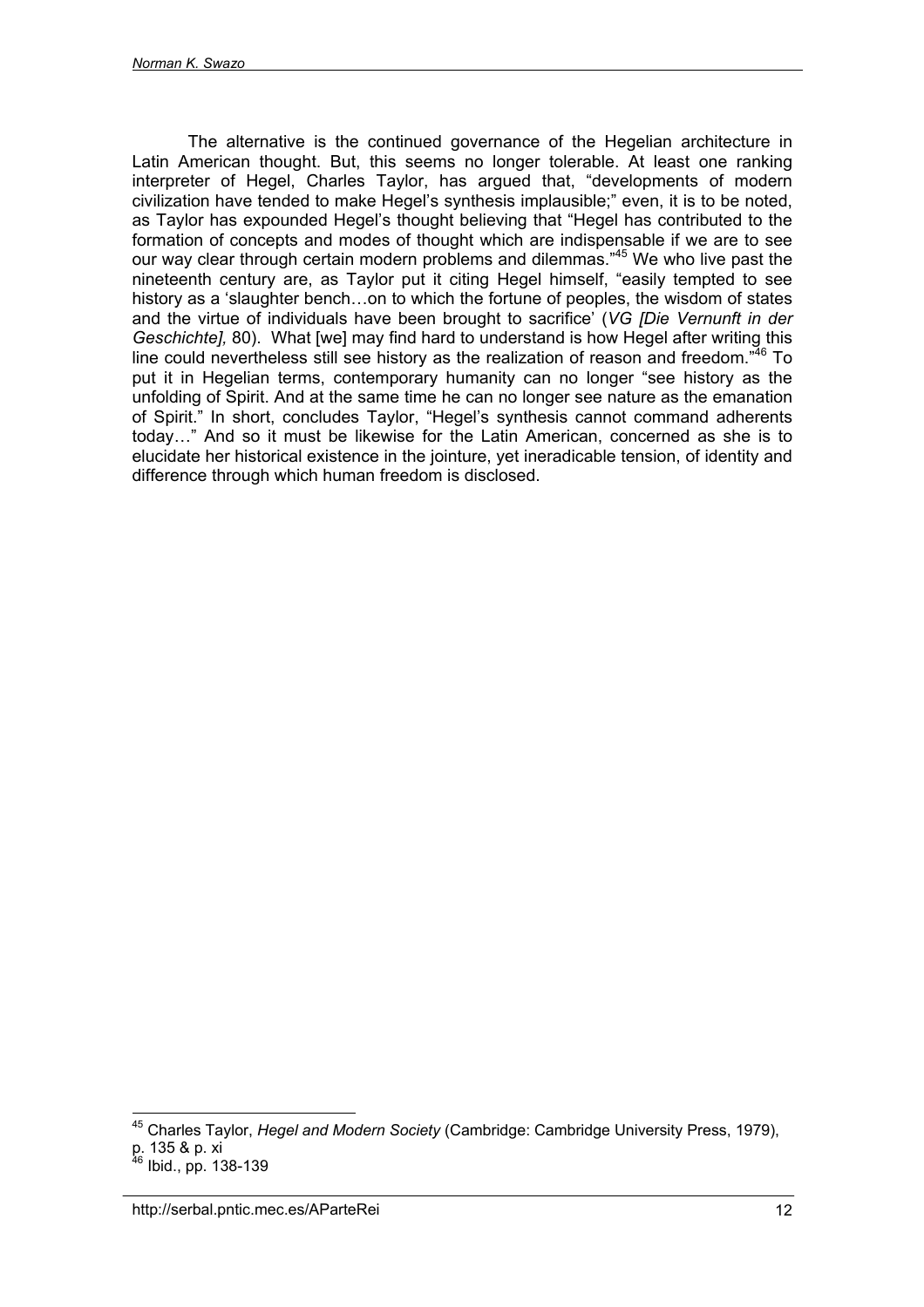The alternative is the continued governance of the Hegelian architecture in Latin American thought. But, this seems no longer tolerable. At least one ranking interpreter of Hegel, Charles Taylor, has argued that, "developments of modern civilization have tended to make Hegel's synthesis implausible;" even, it is to be noted, as Taylor has expounded Hegel's thought believing that "Hegel has contributed to the formation of concepts and modes of thought which are indispensable if we are to see our way clear through certain modern problems and dilemmas."[45] We who live past the nineteenth century are, as Taylor put it citing Hegel himself, "easily tempted to see history as a 'slaughter bench…on to which the fortune of peoples, the wisdom of states and the virtue of individuals have been brought to sacrifice' (*VG [Die Vernunft in der Geschichte],* 80). What [we] may find hard to understand is how Hegel after writing this line could nevertheless still see history as the realization of reason and freedom."[46] To put it in Hegelian terms, contemporary humanity can no longer "see history as the unfolding of Spirit. And at the same time he can no longer see nature as the emanation of Spirit." In short, concludes Taylor, "Hegel's synthesis cannot command adherents today…" And so it must be likewise for the Latin American, concerned as she is to elucidate her historical existence in the jointure, yet ineradicable tension, of identity and difference through which human freedom is disclosed.

---

[45] Charles Taylor, *Hegel and Modern Society* (Cambridge: Cambridge University Press, 1979), p. 135 & p. xi

[46] Ibid., pp. 138-139